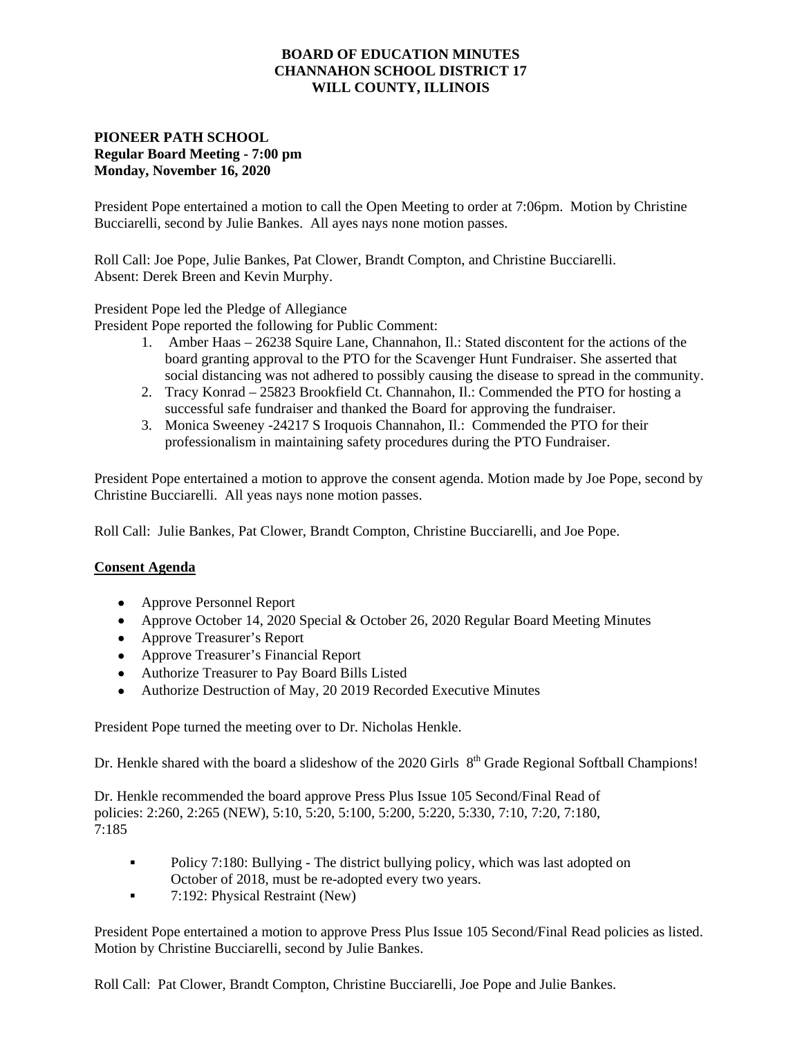**BOARD OF EDUCATION MINUTES**
**CHANNAHON SCHOOL DISTRICT 17**
**WILL COUNTY, ILLINOIS**

**PIONEER PATH SCHOOL**
**Regular Board Meeting - 7:00 pm**
**Monday, November 16, 2020**

President Pope entertained a motion to call the Open Meeting to order at 7:06pm. Motion by Christine Bucciarelli, second by Julie Bankes. All ayes nays none motion passes.

Roll Call: Joe Pope, Julie Bankes, Pat Clower, Brandt Compton, and Christine Bucciarelli.
Absent: Derek Breen and Kevin Murphy.

President Pope led the Pledge of Allegiance
President Pope reported the following for Public Comment:

1. Amber Haas – 26238 Squire Lane, Channahon, Il.: Stated discontent for the actions of the board granting approval to the PTO for the Scavenger Hunt Fundraiser. She asserted that social distancing was not adhered to possibly causing the disease to spread in the community.
2. Tracy Konrad – 25823 Brookfield Ct. Channahon, Il.: Commended the PTO for hosting a successful safe fundraiser and thanked the Board for approving the fundraiser.
3. Monica Sweeney -24217 S Iroquois Channahon, Il.: Commended the PTO for their professionalism in maintaining safety procedures during the PTO Fundraiser.

President Pope entertained a motion to approve the consent agenda. Motion made by Joe Pope, second by Christine Bucciarelli. All yeas nays none motion passes.

Roll Call: Julie Bankes, Pat Clower, Brandt Compton, Christine Bucciarelli, and Joe Pope.

**Consent Agenda**

- Approve Personnel Report
- Approve October 14, 2020 Special & October 26, 2020 Regular Board Meeting Minutes
- Approve Treasurer's Report
- Approve Treasurer's Financial Report
- Authorize Treasurer to Pay Board Bills Listed
- Authorize Destruction of May, 20 2019 Recorded Executive Minutes

President Pope turned the meeting over to Dr. Nicholas Henkle.

Dr. Henkle shared with the board a slideshow of the 2020 Girls 8th Grade Regional Softball Champions!

Dr. Henkle recommended the board approve Press Plus Issue 105 Second/Final Read of policies: 2:260, 2:265 (NEW), 5:10, 5:20, 5:100, 5:200, 5:220, 5:330, 7:10, 7:20, 7:180, 7:185

- Policy 7:180: Bullying - The district bullying policy, which was last adopted on October of 2018, must be re-adopted every two years.
- 7:192: Physical Restraint (New)

President Pope entertained a motion to approve Press Plus Issue 105 Second/Final Read policies as listed. Motion by Christine Bucciarelli, second by Julie Bankes.

Roll Call: Pat Clower, Brandt Compton, Christine Bucciarelli, Joe Pope and Julie Bankes.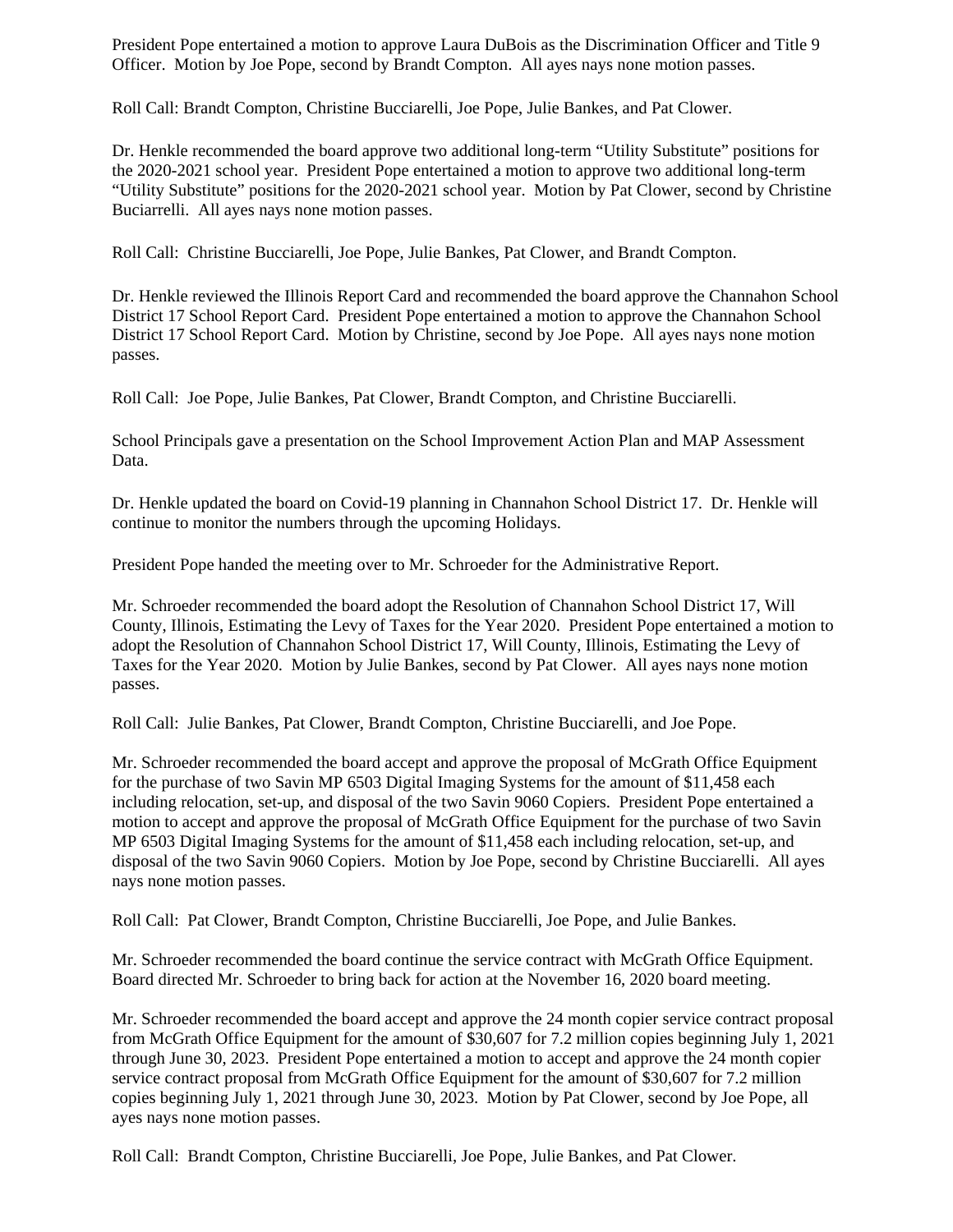President Pope entertained a motion to approve Laura DuBois as the Discrimination Officer and Title 9 Officer. Motion by Joe Pope, second by Brandt Compton. All ayes nays none motion passes.

Roll Call: Brandt Compton, Christine Bucciarelli, Joe Pope, Julie Bankes, and Pat Clower.

Dr. Henkle recommended the board approve two additional long-term "Utility Substitute" positions for the 2020-2021 school year. President Pope entertained a motion to approve two additional long-term "Utility Substitute" positions for the 2020-2021 school year. Motion by Pat Clower, second by Christine Buciarrelli. All ayes nays none motion passes.

Roll Call: Christine Bucciarelli, Joe Pope, Julie Bankes, Pat Clower, and Brandt Compton.

Dr. Henkle reviewed the Illinois Report Card and recommended the board approve the Channahon School District 17 School Report Card. President Pope entertained a motion to approve the Channahon School District 17 School Report Card. Motion by Christine, second by Joe Pope. All ayes nays none motion passes.

Roll Call: Joe Pope, Julie Bankes, Pat Clower, Brandt Compton, and Christine Bucciarelli.

School Principals gave a presentation on the School Improvement Action Plan and MAP Assessment Data.

Dr. Henkle updated the board on Covid-19 planning in Channahon School District 17. Dr. Henkle will continue to monitor the numbers through the upcoming Holidays.

President Pope handed the meeting over to Mr. Schroeder for the Administrative Report.

Mr. Schroeder recommended the board adopt the Resolution of Channahon School District 17, Will County, Illinois, Estimating the Levy of Taxes for the Year 2020. President Pope entertained a motion to adopt the Resolution of Channahon School District 17, Will County, Illinois, Estimating the Levy of Taxes for the Year 2020. Motion by Julie Bankes, second by Pat Clower. All ayes nays none motion passes.

Roll Call: Julie Bankes, Pat Clower, Brandt Compton, Christine Bucciarelli, and Joe Pope.

Mr. Schroeder recommended the board accept and approve the proposal of McGrath Office Equipment for the purchase of two Savin MP 6503 Digital Imaging Systems for the amount of $11,458 each including relocation, set-up, and disposal of the two Savin 9060 Copiers. President Pope entertained a motion to accept and approve the proposal of McGrath Office Equipment for the purchase of two Savin MP 6503 Digital Imaging Systems for the amount of $11,458 each including relocation, set-up, and disposal of the two Savin 9060 Copiers. Motion by Joe Pope, second by Christine Bucciarelli. All ayes nays none motion passes.

Roll Call: Pat Clower, Brandt Compton, Christine Bucciarelli, Joe Pope, and Julie Bankes.

Mr. Schroeder recommended the board continue the service contract with McGrath Office Equipment. Board directed Mr. Schroeder to bring back for action at the November 16, 2020 board meeting.

Mr. Schroeder recommended the board accept and approve the 24 month copier service contract proposal from McGrath Office Equipment for the amount of $30,607 for 7.2 million copies beginning July 1, 2021 through June 30, 2023. President Pope entertained a motion to accept and approve the 24 month copier service contract proposal from McGrath Office Equipment for the amount of $30,607 for 7.2 million copies beginning July 1, 2021 through June 30, 2023. Motion by Pat Clower, second by Joe Pope, all ayes nays none motion passes.

Roll Call: Brandt Compton, Christine Bucciarelli, Joe Pope, Julie Bankes, and Pat Clower.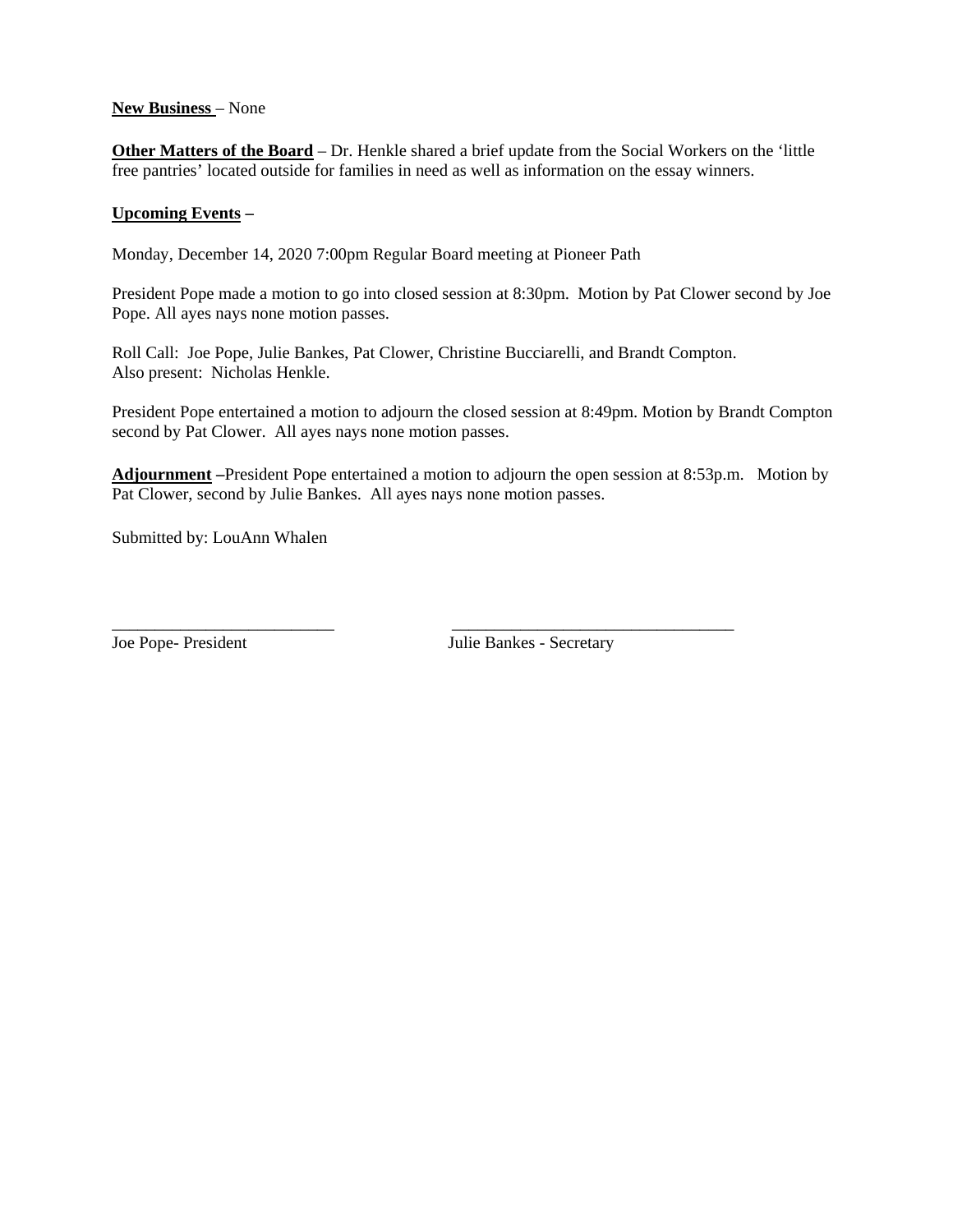**New Business** – None

**Other Matters of the Board** – Dr. Henkle shared a brief update from the Social Workers on the 'little free pantries' located outside for families in need as well as information on the essay winners.

**Upcoming Events –**

Monday, December 14, 2020 7:00pm Regular Board meeting at Pioneer Path

President Pope made a motion to go into closed session at 8:30pm. Motion by Pat Clower second by Joe Pope. All ayes nays none motion passes.

Roll Call: Joe Pope, Julie Bankes, Pat Clower, Christine Bucciarelli, and Brandt Compton.
Also present: Nicholas Henkle.

President Pope entertained a motion to adjourn the closed session at 8:49pm. Motion by Brandt Compton second by Pat Clower. All ayes nays none motion passes.

**Adjournment –**President Pope entertained a motion to adjourn the open session at 8:53p.m. Motion by Pat Clower, second by Julie Bankes. All ayes nays none motion passes.

Submitted by: LouAnn Whalen

___________________________ ___________________________

Joe Pope- President Julie Bankes - Secretary